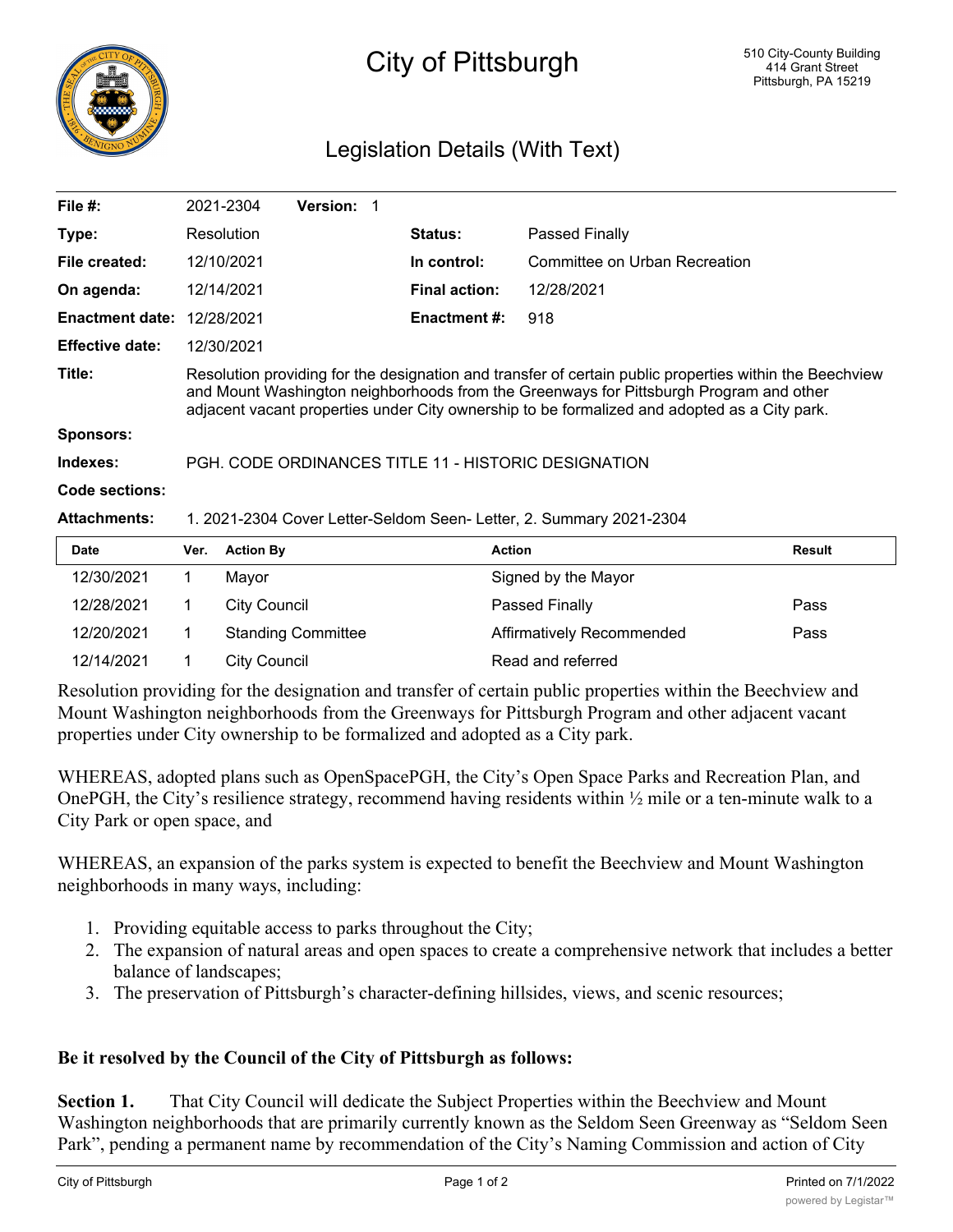# City of Pittsburgh

510 City-County Building
414 Grant Street
Pittsburgh, PA 15219

## Legislation Details (With Text)

| | | | |
|---|---|---|---|
| **File #:** | 2021-2304 **Version:** 1 | | |
| **Type:** | Resolution | **Status:** | Passed Finally |
| **File created:** | 12/10/2021 | **In control:** | Committee on Urban Recreation |
| **On agenda:** | 12/14/2021 | **Final action:** | 12/28/2021 |
| **Enactment date:** | 12/28/2021 | **Enactment #:** | 918 |
| **Effective date:** | 12/30/2021 | | |

**Title:** Resolution providing for the designation and transfer of certain public properties within the Beechview and Mount Washington neighborhoods from the Greenways for Pittsburgh Program and other adjacent vacant properties under City ownership to be formalized and adopted as a City park.

**Sponsors:**

**Indexes:** PGH. CODE ORDINANCES TITLE 11 - HISTORIC DESIGNATION

**Code sections:**

**Attachments:** 1. 2021-2304 Cover Letter-Seldom Seen- Letter, 2. Summary 2021-2304

| Date | Ver. | Action By | Action | Result |
|---|---|---|---|---|
| 12/30/2021 | 1 | Mayor | Signed by the Mayor | |
| 12/28/2021 | 1 | City Council | Passed Finally | Pass |
| 12/20/2021 | 1 | Standing Committee | Affirmatively Recommended | Pass |
| 12/14/2021 | 1 | City Council | Read and referred | |

Resolution providing for the designation and transfer of certain public properties within the Beechview and Mount Washington neighborhoods from the Greenways for Pittsburgh Program and other adjacent vacant properties under City ownership to be formalized and adopted as a City park.

WHEREAS, adopted plans such as OpenSpacePGH, the City's Open Space Parks and Recreation Plan, and OnePGH, the City's resilience strategy, recommend having residents within ½ mile or a ten-minute walk to a City Park or open space, and

WHEREAS, an expansion of the parks system is expected to benefit the Beechview and Mount Washington neighborhoods in many ways, including:

1. Providing equitable access to parks throughout the City;
2. The expansion of natural areas and open spaces to create a comprehensive network that includes a better balance of landscapes;
3. The preservation of Pittsburgh's character-defining hillsides, views, and scenic resources;

**Be it resolved by the Council of the City of Pittsburgh as follows:**

**Section 1.** That City Council will dedicate the Subject Properties within the Beechview and Mount Washington neighborhoods that are primarily currently known as the Seldom Seen Greenway as "Seldom Seen Park", pending a permanent name by recommendation of the City's Naming Commission and action of City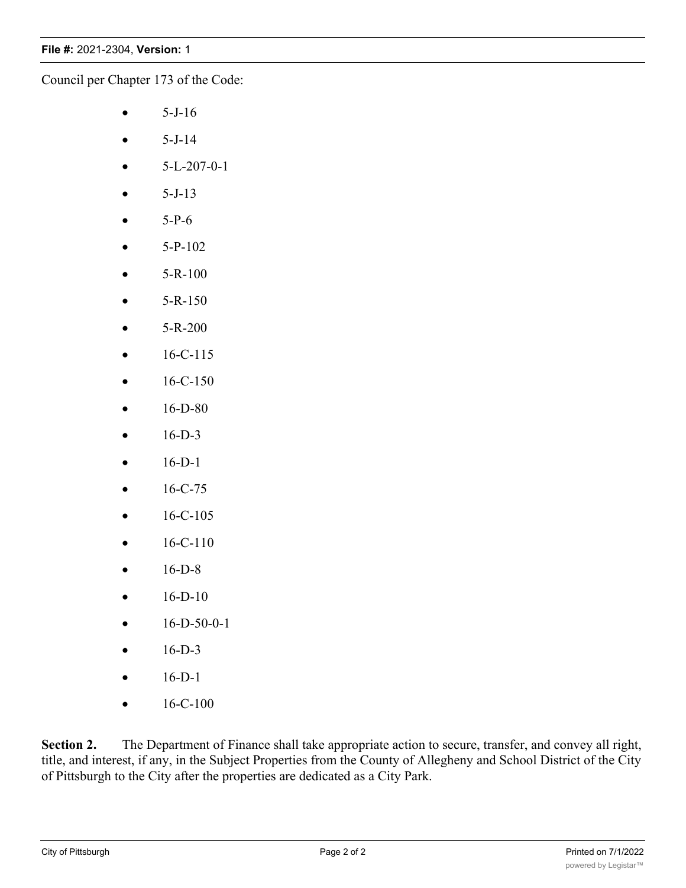Council per Chapter 173 of the Code:

- 5-J-16
- 5-J-14
- 5-L-207-0-1
- 5-J-13
- 5-P-6
- 5-P-102
- 5-R-100
- 5-R-150
- 5-R-200
- 16-C-115
- 16-C-150
- 16-D-80
- 16-D-3
- 16-D-1
- 16-C-75
- 16-C-105
- 16-C-110
- 16-D-8
- 16-D-10
- 16-D-50-0-1
- 16-D-3
- 16-D-1
- 16-C-100

**Section 2.** The Department of Finance shall take appropriate action to secure, transfer, and convey all right, title, and interest, if any, in the Subject Properties from the County of Allegheny and School District of the City of Pittsburgh to the City after the properties are dedicated as a City Park.